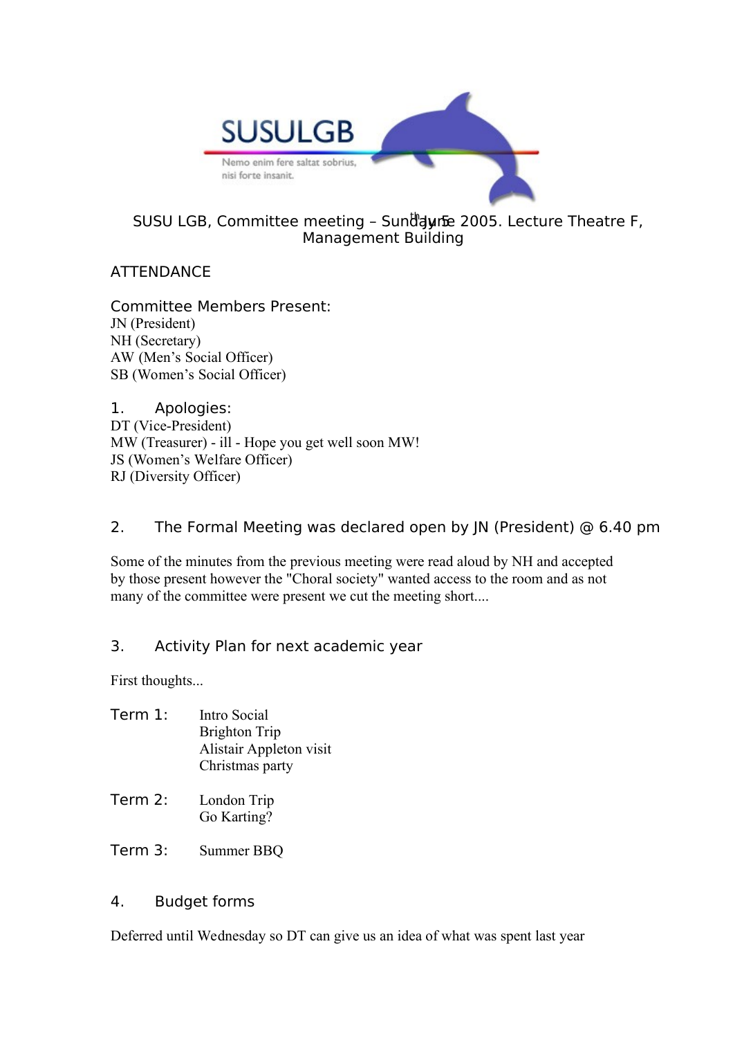SUSULGB

Nemo enim fere saltat sobrius, nisi forte insanit.

# SUSU LGB, Committee meeting – Sunday 5th June 2005. Lecture Theatre F, Management Building

## ATTENDANCE

### Committee Members Present:

JN (President)
NH (Secretary)
AW (Men's Social Officer)
SB (Women's Social Officer)

## 1. Apologies:

DT (Vice-President)
MW (Treasurer) - ill - Hope you get well soon MW!
JS (Women's Welfare Officer)
RJ (Diversity Officer)

## 2. The Formal Meeting was declared open by JN (President) @ 6.40 pm

Some of the minutes from the previous meeting were read aloud by NH and accepted by those present however the "Choral society" wanted access to the room and as not many of the committee were present we cut the meeting short....

## 3. Activity Plan for next academic year

First thoughts...

**Term 1:**
- Intro Social
- Brighton Trip
- Alistair Appleton visit
- Christmas party

**Term 2:**
- London Trip
- Go Karting?

**Term 3:**
- Summer BBQ

## 4. Budget forms

Deferred until Wednesday so DT can give us an idea of what was spent last year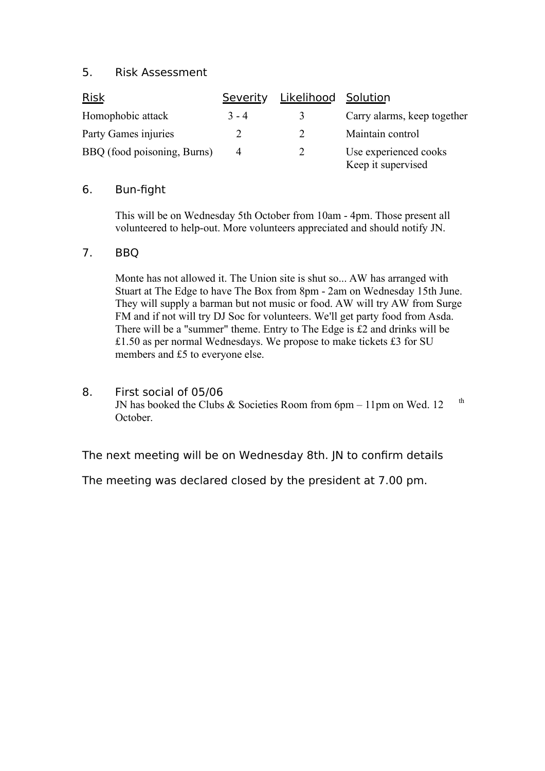## 5. Risk Assessment

| Risk | Severity | Likelihood | Solution |
|---|---|---|---|
| Homophobic attack | 3 - 4 | 3 | Carry alarms, keep together |
| Party Games injuries | 2 | 2 | Maintain control |
| BBQ (food poisoning, Burns) | 4 | 2 | Use experienced cooks<br>Keep it supervised |

## 6. Bun-fight

This will be on Wednesday 5th October from 10am - 4pm. Those present all volunteered to help-out. More volunteers appreciated and should notify JN.

## 7. BBQ

Monte has not allowed it. The Union site is shut so... AW has arranged with Stuart at The Edge to have The Box from 8pm - 2am on Wednesday 15th June. They will supply a barman but not music or food. AW will try AW from Surge FM and if not will try DJ Soc for volunteers. We'll get party food from Asda. There will be a "summer" theme. Entry to The Edge is £2 and drinks will be £1.50 as per normal Wednesdays. We propose to make tickets £3 for SU members and £5 to everyone else.

## 8. First social of 05/06

JN has booked the Clubs & Societies Room from 6pm – 11pm on Wed. 12th October.

The next meeting will be on Wednesday 8th. JN to confirm details

The meeting was declared closed by the president at 7.00 pm.